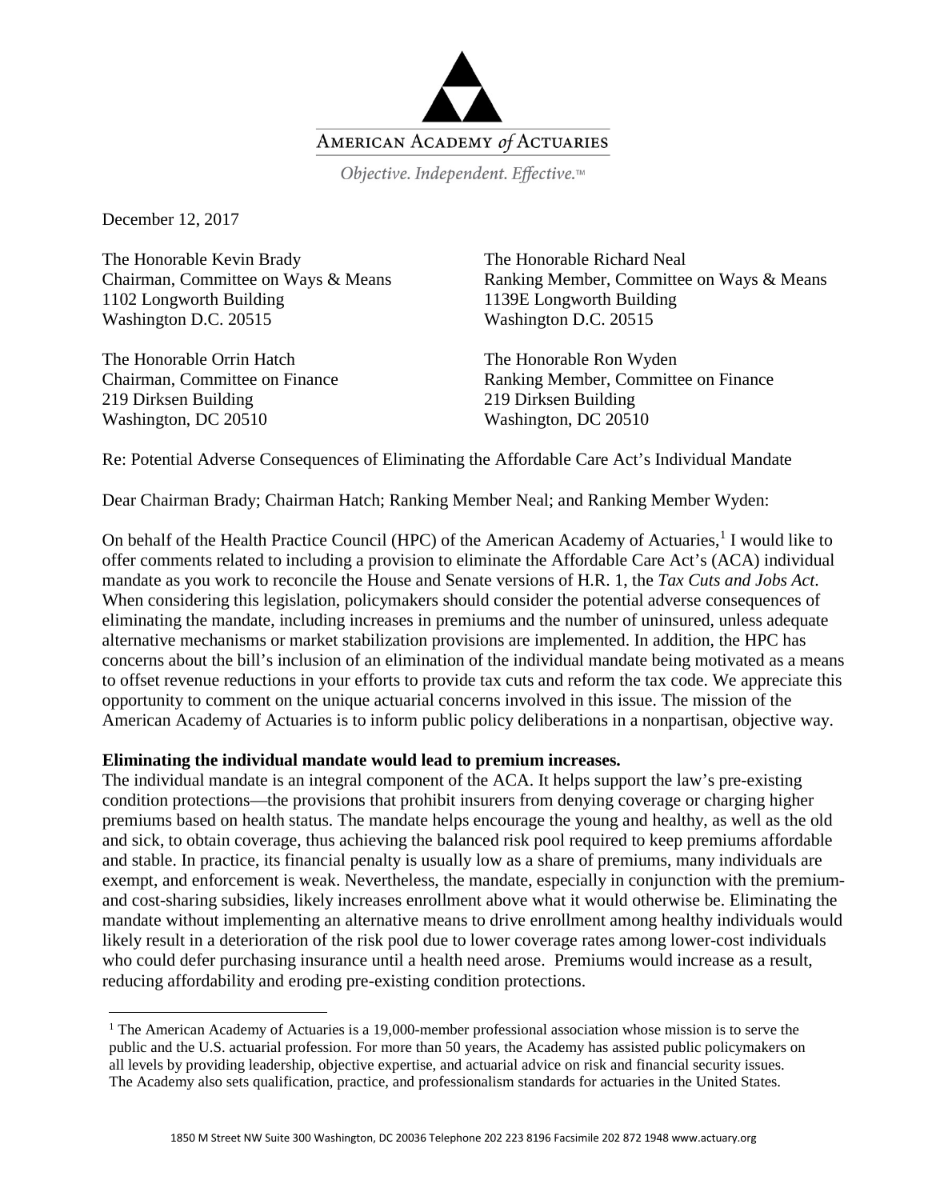AMERICAN ACADEMY *of* ACTUARIES

*Objective. Independent. Effective.™*

December 12, 2017

The Honorable Kevin Brady
Chairman, Committee on Ways & Means
1102 Longworth Building
Washington D.C. 20515

The Honorable Richard Neal
Ranking Member, Committee on Ways & Means
1139E Longworth Building
Washington D.C. 20515

The Honorable Orrin Hatch
Chairman, Committee on Finance
219 Dirksen Building
Washington, DC 20510

The Honorable Ron Wyden
Ranking Member, Committee on Finance
219 Dirksen Building
Washington, DC 20510

Re: Potential Adverse Consequences of Eliminating the Affordable Care Act's Individual Mandate

Dear Chairman Brady; Chairman Hatch; Ranking Member Neal; and Ranking Member Wyden:

On behalf of the Health Practice Council (HPC) of the American Academy of Actuaries,[1] I would like to offer comments related to including a provision to eliminate the Affordable Care Act's (ACA) individual mandate as you work to reconcile the House and Senate versions of H.R. 1, the *Tax Cuts and Jobs Act*. When considering this legislation, policymakers should consider the potential adverse consequences of eliminating the mandate, including increases in premiums and the number of uninsured, unless adequate alternative mechanisms or market stabilization provisions are implemented. In addition, the HPC has concerns about the bill's inclusion of an elimination of the individual mandate being motivated as a means to offset revenue reductions in your efforts to provide tax cuts and reform the tax code. We appreciate this opportunity to comment on the unique actuarial concerns involved in this issue. The mission of the American Academy of Actuaries is to inform public policy deliberations in a nonpartisan, objective way.

**Eliminating the individual mandate would lead to premium increases.**

The individual mandate is an integral component of the ACA. It helps support the law's pre-existing condition protections—the provisions that prohibit insurers from denying coverage or charging higher premiums based on health status. The mandate helps encourage the young and healthy, as well as the old and sick, to obtain coverage, thus achieving the balanced risk pool required to keep premiums affordable and stable. In practice, its financial penalty is usually low as a share of premiums, many individuals are exempt, and enforcement is weak. Nevertheless, the mandate, especially in conjunction with the premium- and cost-sharing subsidies, likely increases enrollment above what it would otherwise be. Eliminating the mandate without implementing an alternative means to drive enrollment among healthy individuals would likely result in a deterioration of the risk pool due to lower coverage rates among lower-cost individuals who could defer purchasing insurance until a health need arose. Premiums would increase as a result, reducing affordability and eroding pre-existing condition protections.

[1] The American Academy of Actuaries is a 19,000-member professional association whose mission is to serve the public and the U.S. actuarial profession. For more than 50 years, the Academy has assisted public policymakers on all levels by providing leadership, objective expertise, and actuarial advice on risk and financial security issues. The Academy also sets qualification, practice, and professionalism standards for actuaries in the United States.

1850 M Street NW Suite 300 Washington, DC 20036 Telephone 202 223 8196 Facsimile 202 872 1948 www.actuary.org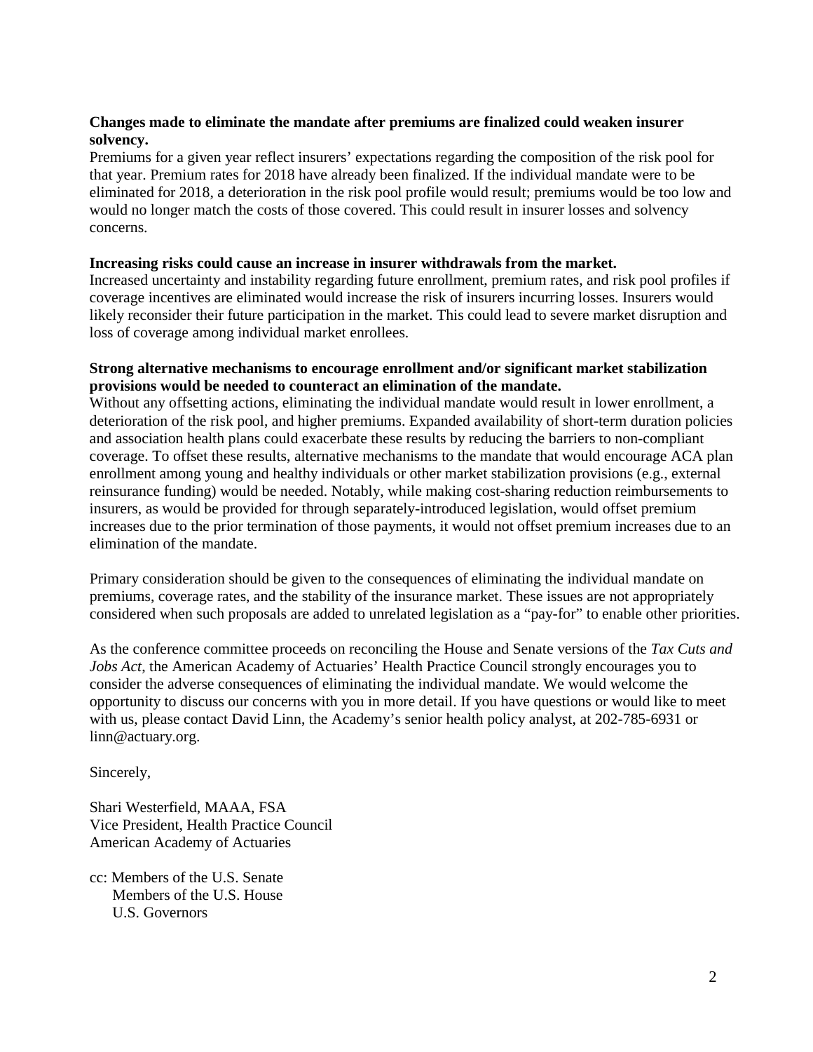**Changes made to eliminate the mandate after premiums are finalized could weaken insurer solvency.**
Premiums for a given year reflect insurers' expectations regarding the composition of the risk pool for that year. Premium rates for 2018 have already been finalized. If the individual mandate were to be eliminated for 2018, a deterioration in the risk pool profile would result; premiums would be too low and would no longer match the costs of those covered. This could result in insurer losses and solvency concerns.

**Increasing risks could cause an increase in insurer withdrawals from the market.**
Increased uncertainty and instability regarding future enrollment, premium rates, and risk pool profiles if coverage incentives are eliminated would increase the risk of insurers incurring losses. Insurers would likely reconsider their future participation in the market. This could lead to severe market disruption and loss of coverage among individual market enrollees.

**Strong alternative mechanisms to encourage enrollment and/or significant market stabilization provisions would be needed to counteract an elimination of the mandate.**
Without any offsetting actions, eliminating the individual mandate would result in lower enrollment, a deterioration of the risk pool, and higher premiums. Expanded availability of short-term duration policies and association health plans could exacerbate these results by reducing the barriers to non-compliant coverage. To offset these results, alternative mechanisms to the mandate that would encourage ACA plan enrollment among young and healthy individuals or other market stabilization provisions (e.g., external reinsurance funding) would be needed. Notably, while making cost-sharing reduction reimbursements to insurers, as would be provided for through separately-introduced legislation, would offset premium increases due to the prior termination of those payments, it would not offset premium increases due to an elimination of the mandate.

Primary consideration should be given to the consequences of eliminating the individual mandate on premiums, coverage rates, and the stability of the insurance market. These issues are not appropriately considered when such proposals are added to unrelated legislation as a "pay-for" to enable other priorities.

As the conference committee proceeds on reconciling the House and Senate versions of the *Tax Cuts and Jobs Act*, the American Academy of Actuaries' Health Practice Council strongly encourages you to consider the adverse consequences of eliminating the individual mandate. We would welcome the opportunity to discuss our concerns with you in more detail. If you have questions or would like to meet with us, please contact David Linn, the Academy's senior health policy analyst, at 202-785-6931 or linn@actuary.org.

Sincerely,

Shari Westerfield, MAAA, FSA
Vice President, Health Practice Council
American Academy of Actuaries

cc: Members of the U.S. Senate
Members of the U.S. House
U.S. Governors